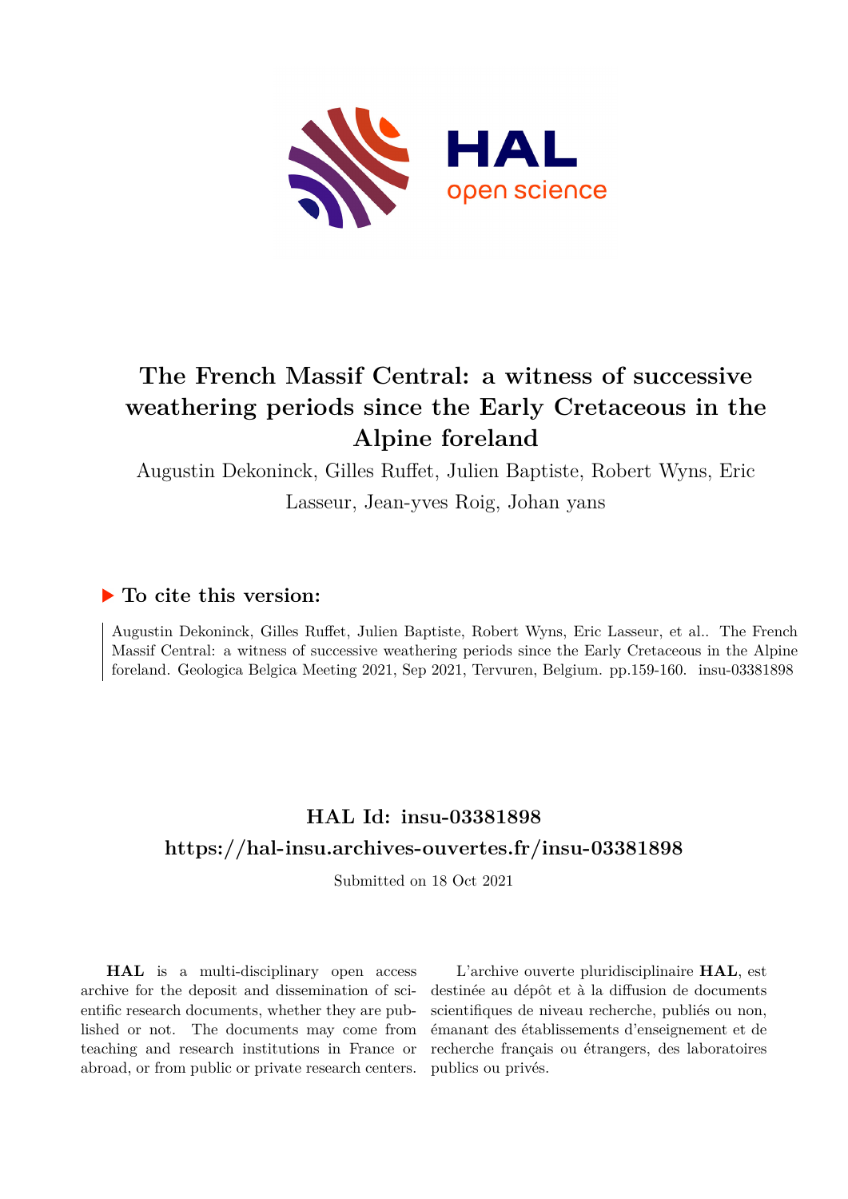# The French Massif Central: a witness of successive weathering periods since the Early Cretaceous in the Alpine foreland

Augustin Dekoninck, Gilles Ruffet, Julien Baptiste, Robert Wyns, Eric Lasseur, Jean-yves Roig, Johan yans

## ▶ To cite this version:

Augustin Dekoninck, Gilles Ruffet, Julien Baptiste, Robert Wyns, Eric Lasseur, et al.. The French Massif Central: a witness of successive weathering periods since the Early Cretaceous in the Alpine foreland. Geologica Belgica Meeting 2021, Sep 2021, Tervuren, Belgium. pp.159-160. insu-03381898

## HAL Id: insu-03381898

## https://hal-insu.archives-ouvertes.fr/insu-03381898

Submitted on 18 Oct 2021

**HAL** is a multi-disciplinary open access archive for the deposit and dissemination of scientific research documents, whether they are published or not. The documents may come from teaching and research institutions in France or abroad, or from public or private research centers.

L'archive ouverte pluridisciplinaire **HAL**, est destinée au dépôt et à la diffusion de documents scientifiques de niveau recherche, publiés ou non, émanant des établissements d'enseignement et de recherche français ou étrangers, des laboratoires publics ou privés.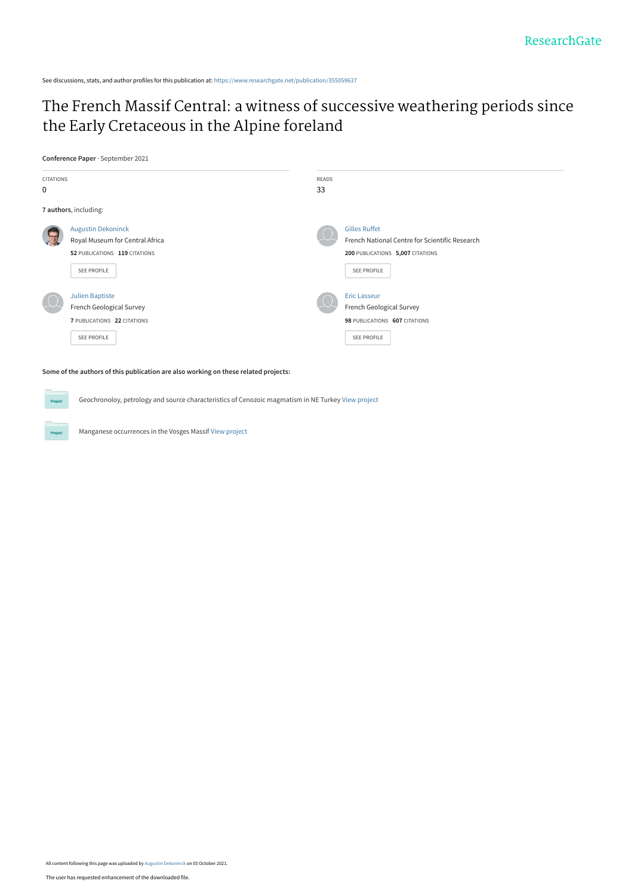See discussions, stats, and author profiles for this publication at: https://www.researchgate.net/publication/355059637

# The French Massif Central: a witness of successive weathering periods since the Early Cretaceous in the Alpine foreland

**Conference Paper** · September 2021

| CITATIONS | READS |
| --- | --- |
| 0 | 33 |

**7 authors**, including:

**Augustin Dekoninck**
Royal Museum for Central Africa
52 PUBLICATIONS 119 CITATIONS
SEE PROFILE

**Gilles Ruffet**
French National Centre for Scientific Research
200 PUBLICATIONS 5,007 CITATIONS
SEE PROFILE

**Julien Baptiste**
French Geological Survey
7 PUBLICATIONS 22 CITATIONS
SEE PROFILE

**Eric Lasseur**
French Geological Survey
98 PUBLICATIONS 607 CITATIONS
SEE PROFILE

**Some of the authors of this publication are also working on these related projects:**

Geochronoloy, petrology and source characteristics of Cenozoic magmatism in NE Turkey View project

Manganese occurrences in the Vosges Massif View project

All content following this page was uploaded by Augustin Dekoninck on 05 October 2021.

The user has requested enhancement of the downloaded file.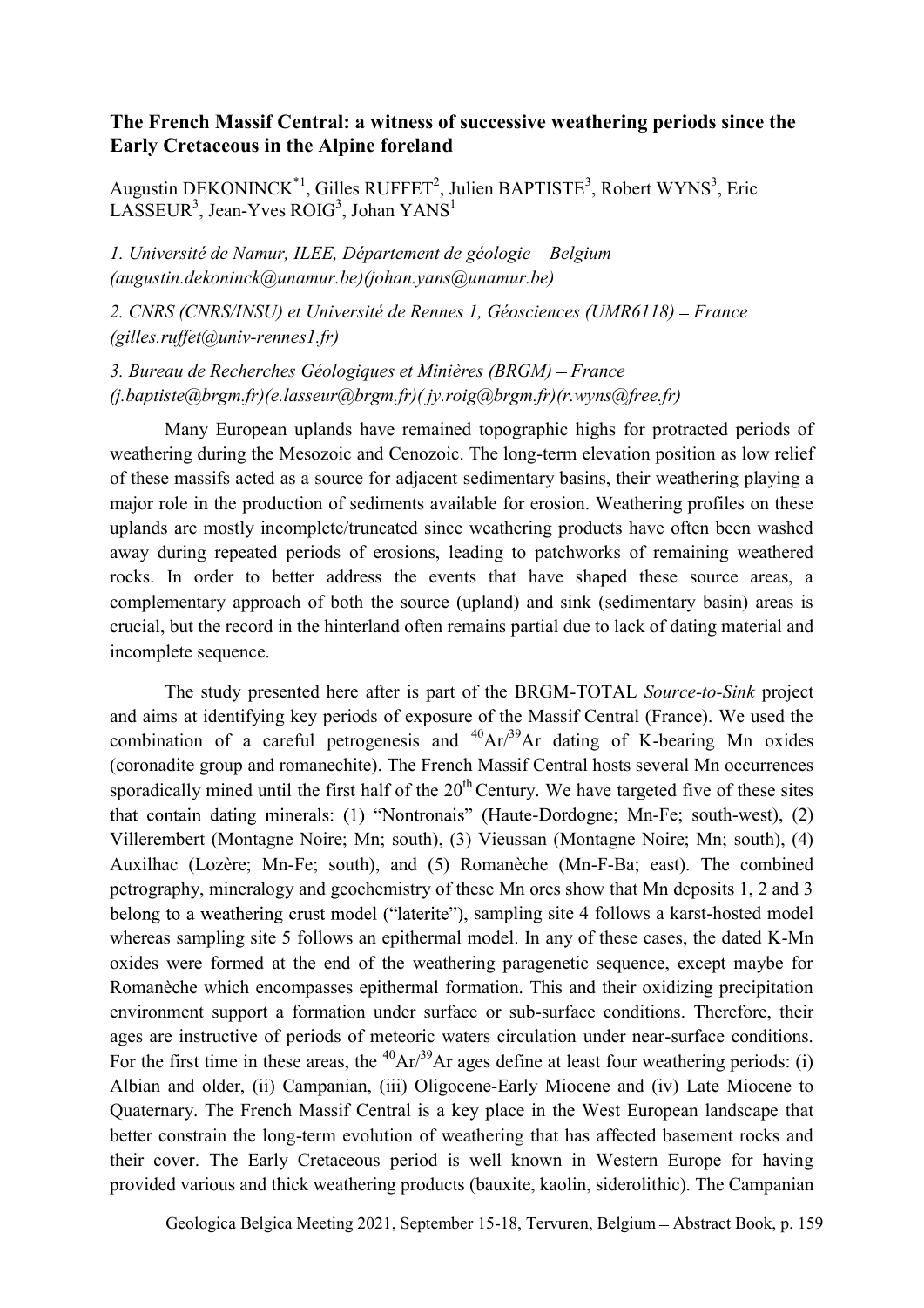**The French Massif Central: a witness of successive weathering periods since the Early Cretaceous in the Alpine foreland**

Augustin DEKONINCK*[1], Gilles RUFFET[2], Julien BAPTISTE[3], Robert WYNS[3], Eric LASSEUR[3], Jean-Yves ROIG[3], Johan YANS[1]

*1. Université de Namur, ILEE, Département de géologie – Belgium (augustin.dekoninck@unamur.be)(johan.yans@unamur.be)*

*2. CNRS (CNRS/INSU) et Université de Rennes 1, Géosciences (UMR6118) – France (gilles.ruffet@univ-rennes1.fr)*

*3. Bureau de Recherches Géologiques et Minières (BRGM) – France (j.baptiste@brgm.fr)(e.lasseur@brgm.fr)( jy.roig@brgm.fr)(r.wyns@free.fr)*

Many European uplands have remained topographic highs for protracted periods of weathering during the Mesozoic and Cenozoic. The long-term elevation position as low relief of these massifs acted as a source for adjacent sedimentary basins, their weathering playing a major role in the production of sediments available for erosion. Weathering profiles on these uplands are mostly incomplete/truncated since weathering products have often been washed away during repeated periods of erosions, leading to patchworks of remaining weathered rocks. In order to better address the events that have shaped these source areas, a complementary approach of both the source (upland) and sink (sedimentary basin) areas is crucial, but the record in the hinterland often remains partial due to lack of dating material and incomplete sequence.

The study presented here after is part of the BRGM-TOTAL *Source-to-Sink* project and aims at identifying key periods of exposure of the Massif Central (France). We used the combination of a careful petrogenesis and $^{40}Ar/^{39}Ar$ dating of K-bearing Mn oxides (coronadite group and romanechite). The French Massif Central hosts several Mn occurrences sporadically mined until the first half of the 20th Century. We have targeted five of these sites that contain dating minerals: (1) "Nontronais" (Haute-Dordogne; Mn-Fe; south-west), (2) Villerembert (Montagne Noire; Mn; south), (3) Vieussan (Montagne Noire; Mn; south), (4) Auxilhac (Lozère; Mn-Fe; south), and (5) Romanèche (Mn-F-Ba; east). The combined petrography, mineralogy and geochemistry of these Mn ores show that Mn deposits 1, 2 and 3 belong to a weathering crust model ("laterite"), sampling site 4 follows a karst-hosted model whereas sampling site 5 follows an epithermal model. In any of these cases, the dated K-Mn oxides were formed at the end of the weathering paragenetic sequence, except maybe for Romanèche which encompasses epithermal formation. This and their oxidizing precipitation environment support a formation under surface or sub-surface conditions. Therefore, their ages are instructive of periods of meteoric waters circulation under near-surface conditions. For the first time in these areas, the $^{40}Ar/^{39}Ar$ ages define at least four weathering periods: (i) Albian and older, (ii) Campanian, (iii) Oligocene-Early Miocene and (iv) Late Miocene to Quaternary. The French Massif Central is a key place in the West European landscape that better constrain the long-term evolution of weathering that has affected basement rocks and their cover. The Early Cretaceous period is well known in Western Europe for having provided various and thick weathering products (bauxite, kaolin, siderolithic). The Campanian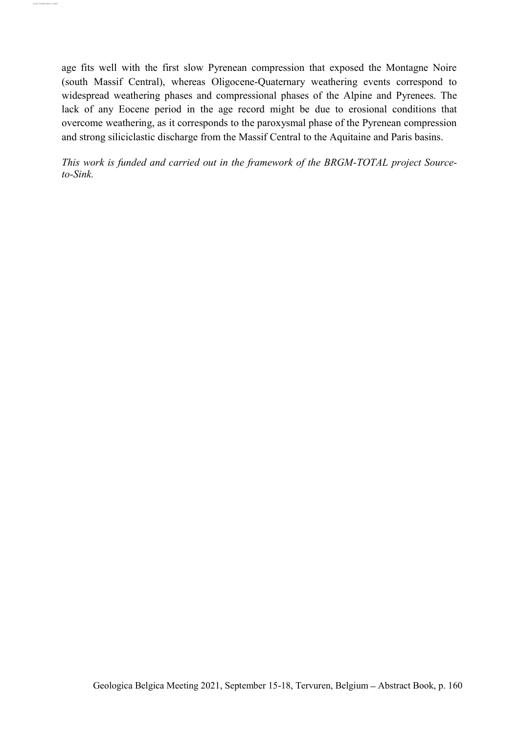age fits well with the first slow Pyrenean compression that exposed the Montagne Noire (south Massif Central), whereas Oligocene-Quaternary weathering events correspond to widespread weathering phases and compressional phases of the Alpine and Pyrenees. The lack of any Eocene period in the age record might be due to erosional conditions that overcome weathering, as it corresponds to the paroxysmal phase of the Pyrenean compression and strong siliciclastic discharge from the Massif Central to the Aquitaine and Paris basins.

*This work is funded and carried out in the framework of the BRGM-TOTAL project Source-to-Sink.*